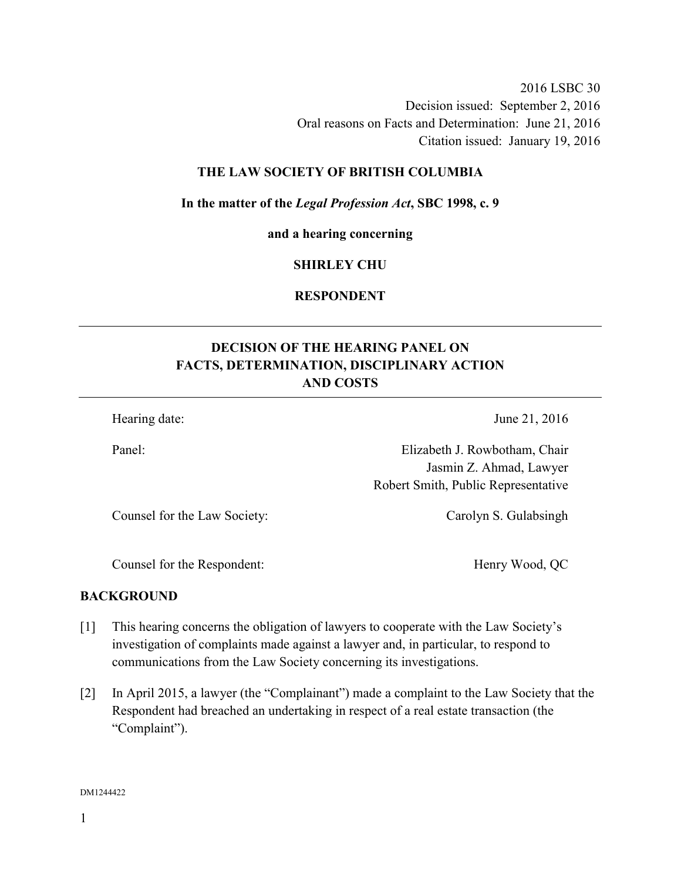2016 LSBC 30
Decision issued: September 2, 2016
Oral reasons on Facts and Determination: June 21, 2016
Citation issued: January 19, 2016

**THE LAW SOCIETY OF BRITISH COLUMBIA**

**In the matter of the *Legal Profession Act*, SBC 1998, c. 9**

**and a hearing concerning**

**SHIRLEY CHU**

**RESPONDENT**

---

## DECISION OF THE HEARING PANEL ON FACTS, DETERMINATION, DISCIPLINARY ACTION AND COSTS

---

| | |
|---|---|
| Hearing date: | June 21, 2016 |
| Panel: | Elizabeth J. Rowbotham, Chair<br>Jasmin Z. Ahmad, Lawyer<br>Robert Smith, Public Representative |
| Counsel for the Law Society: | Carolyn S. Gulabsingh |
| Counsel for the Respondent: | Henry Wood, QC |

### BACKGROUND

[1] This hearing concerns the obligation of lawyers to cooperate with the Law Society's investigation of complaints made against a lawyer and, in particular, to respond to communications from the Law Society concerning its investigations.

[2] In April 2015, a lawyer (the "Complainant") made a complaint to the Law Society that the Respondent had breached an undertaking in respect of a real estate transaction (the "Complaint").

DM1244422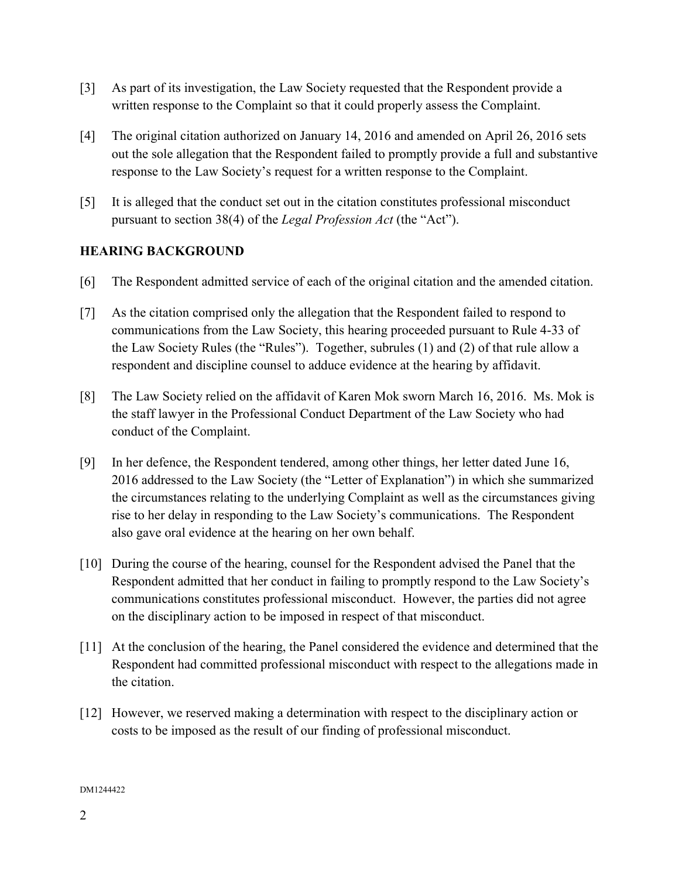[3] As part of its investigation, the Law Society requested that the Respondent provide a written response to the Complaint so that it could properly assess the Complaint.

[4] The original citation authorized on January 14, 2016 and amended on April 26, 2016 sets out the sole allegation that the Respondent failed to promptly provide a full and substantive response to the Law Society's request for a written response to the Complaint.

[5] It is alleged that the conduct set out in the citation constitutes professional misconduct pursuant to section 38(4) of the *Legal Profession Act* (the "Act").

## HEARING BACKGROUND

[6] The Respondent admitted service of each of the original citation and the amended citation.

[7] As the citation comprised only the allegation that the Respondent failed to respond to communications from the Law Society, this hearing proceeded pursuant to Rule 4-33 of the Law Society Rules (the "Rules"). Together, subrules (1) and (2) of that rule allow a respondent and discipline counsel to adduce evidence at the hearing by affidavit.

[8] The Law Society relied on the affidavit of Karen Mok sworn March 16, 2016. Ms. Mok is the staff lawyer in the Professional Conduct Department of the Law Society who had conduct of the Complaint.

[9] In her defence, the Respondent tendered, among other things, her letter dated June 16, 2016 addressed to the Law Society (the "Letter of Explanation") in which she summarized the circumstances relating to the underlying Complaint as well as the circumstances giving rise to her delay in responding to the Law Society's communications. The Respondent also gave oral evidence at the hearing on her own behalf.

[10] During the course of the hearing, counsel for the Respondent advised the Panel that the Respondent admitted that her conduct in failing to promptly respond to the Law Society's communications constitutes professional misconduct. However, the parties did not agree on the disciplinary action to be imposed in respect of that misconduct.

[11] At the conclusion of the hearing, the Panel considered the evidence and determined that the Respondent had committed professional misconduct with respect to the allegations made in the citation.

[12] However, we reserved making a determination with respect to the disciplinary action or costs to be imposed as the result of our finding of professional misconduct.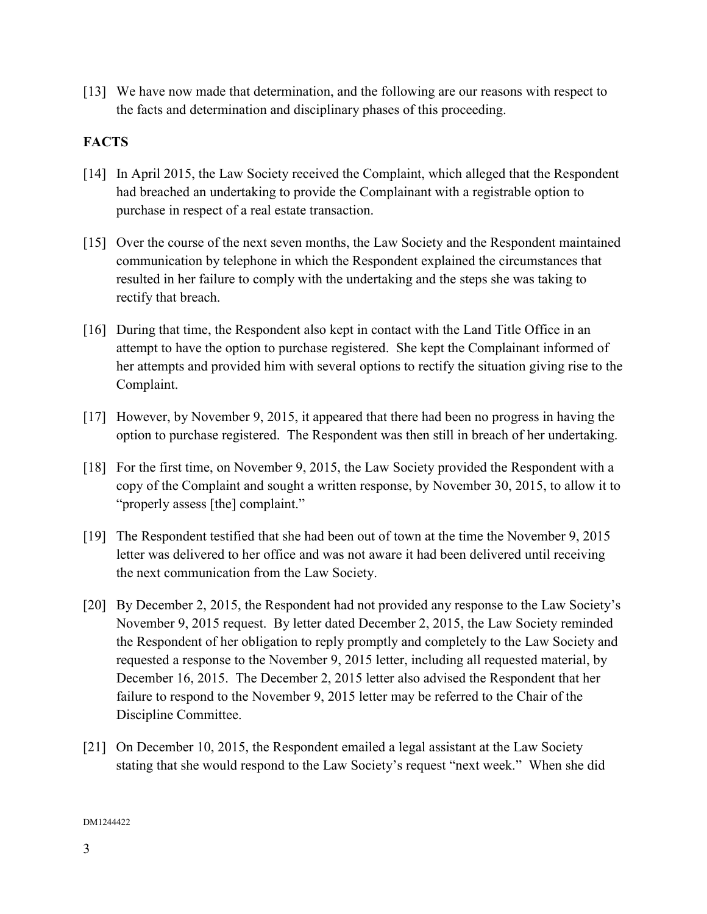[13] We have now made that determination, and the following are our reasons with respect to the facts and determination and disciplinary phases of this proceeding.

**FACTS**

[14] In April 2015, the Law Society received the Complaint, which alleged that the Respondent had breached an undertaking to provide the Complainant with a registrable option to purchase in respect of a real estate transaction.

[15] Over the course of the next seven months, the Law Society and the Respondent maintained communication by telephone in which the Respondent explained the circumstances that resulted in her failure to comply with the undertaking and the steps she was taking to rectify that breach.

[16] During that time, the Respondent also kept in contact with the Land Title Office in an attempt to have the option to purchase registered. She kept the Complainant informed of her attempts and provided him with several options to rectify the situation giving rise to the Complaint.

[17] However, by November 9, 2015, it appeared that there had been no progress in having the option to purchase registered. The Respondent was then still in breach of her undertaking.

[18] For the first time, on November 9, 2015, the Law Society provided the Respondent with a copy of the Complaint and sought a written response, by November 30, 2015, to allow it to "properly assess [the] complaint."

[19] The Respondent testified that she had been out of town at the time the November 9, 2015 letter was delivered to her office and was not aware it had been delivered until receiving the next communication from the Law Society.

[20] By December 2, 2015, the Respondent had not provided any response to the Law Society's November 9, 2015 request. By letter dated December 2, 2015, the Law Society reminded the Respondent of her obligation to reply promptly and completely to the Law Society and requested a response to the November 9, 2015 letter, including all requested material, by December 16, 2015. The December 2, 2015 letter also advised the Respondent that her failure to respond to the November 9, 2015 letter may be referred to the Chair of the Discipline Committee.

[21] On December 10, 2015, the Respondent emailed a legal assistant at the Law Society stating that she would respond to the Law Society's request "next week." When she did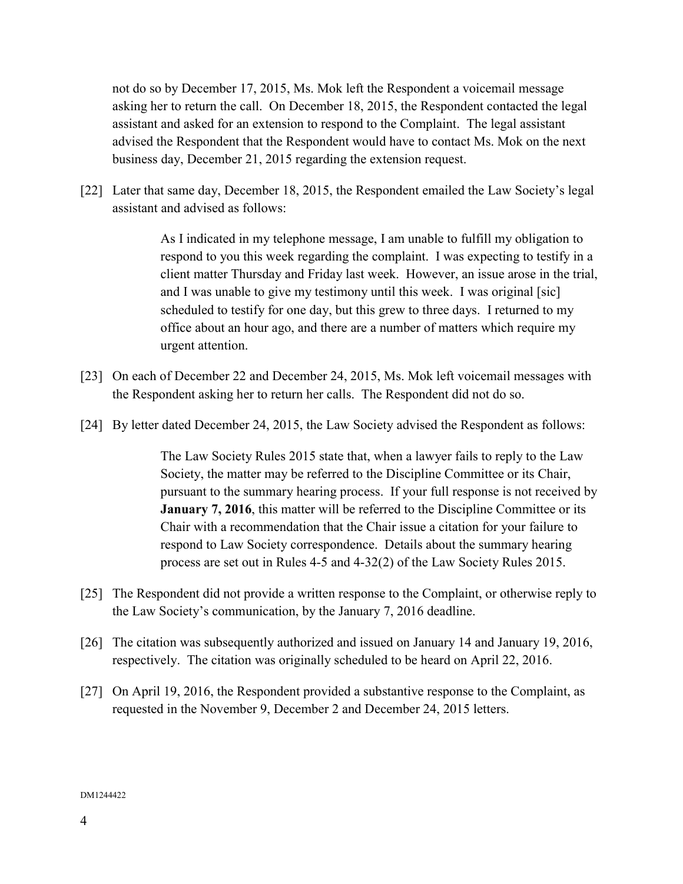not do so by December 17, 2015, Ms. Mok left the Respondent a voicemail message asking her to return the call. On December 18, 2015, the Respondent contacted the legal assistant and asked for an extension to respond to the Complaint. The legal assistant advised the Respondent that the Respondent would have to contact Ms. Mok on the next business day, December 21, 2015 regarding the extension request.

[22] Later that same day, December 18, 2015, the Respondent emailed the Law Society's legal assistant and advised as follows:

> As I indicated in my telephone message, I am unable to fulfill my obligation to respond to you this week regarding the complaint. I was expecting to testify in a client matter Thursday and Friday last week. However, an issue arose in the trial, and I was unable to give my testimony until this week. I was original [sic] scheduled to testify for one day, but this grew to three days. I returned to my office about an hour ago, and there are a number of matters which require my urgent attention.

[23] On each of December 22 and December 24, 2015, Ms. Mok left voicemail messages with the Respondent asking her to return her calls. The Respondent did not do so.

[24] By letter dated December 24, 2015, the Law Society advised the Respondent as follows:

> The Law Society Rules 2015 state that, when a lawyer fails to reply to the Law Society, the matter may be referred to the Discipline Committee or its Chair, pursuant to the summary hearing process. If your full response is not received by **January 7, 2016**, this matter will be referred to the Discipline Committee or its Chair with a recommendation that the Chair issue a citation for your failure to respond to Law Society correspondence. Details about the summary hearing process are set out in Rules 4-5 and 4-32(2) of the Law Society Rules 2015.

[25] The Respondent did not provide a written response to the Complaint, or otherwise reply to the Law Society's communication, by the January 7, 2016 deadline.

[26] The citation was subsequently authorized and issued on January 14 and January 19, 2016, respectively. The citation was originally scheduled to be heard on April 22, 2016.

[27] On April 19, 2016, the Respondent provided a substantive response to the Complaint, as requested in the November 9, December 2 and December 24, 2015 letters.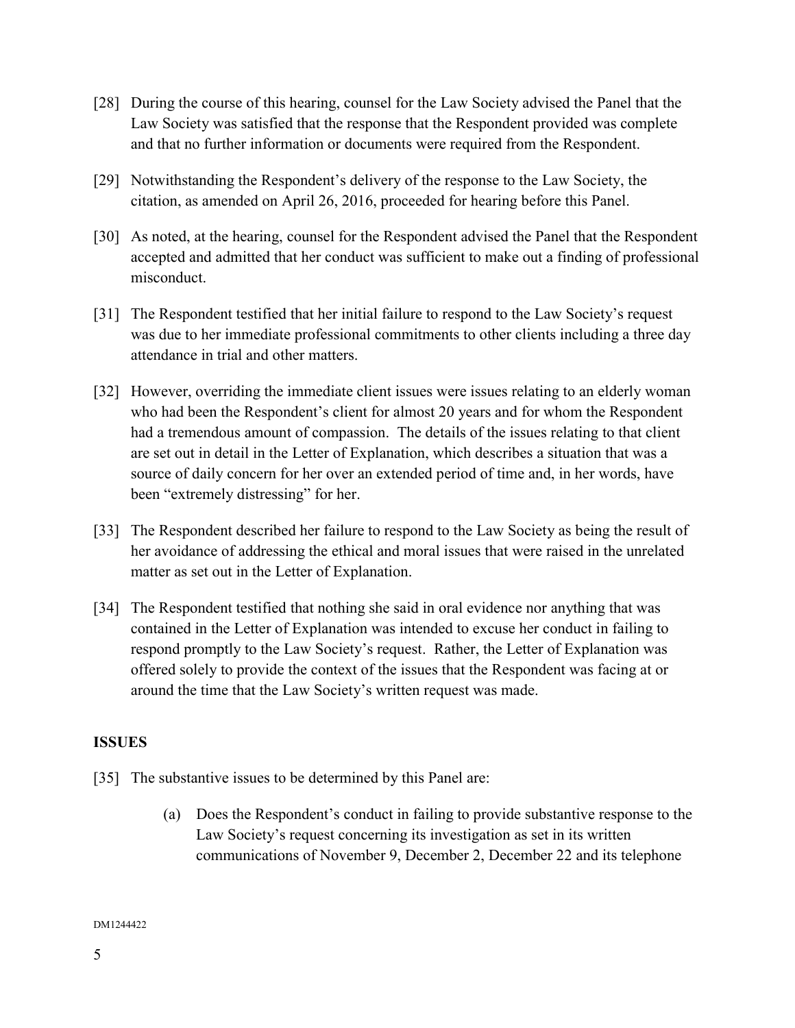[28] During the course of this hearing, counsel for the Law Society advised the Panel that the Law Society was satisfied that the response that the Respondent provided was complete and that no further information or documents were required from the Respondent.

[29] Notwithstanding the Respondent's delivery of the response to the Law Society, the citation, as amended on April 26, 2016, proceeded for hearing before this Panel.

[30] As noted, at the hearing, counsel for the Respondent advised the Panel that the Respondent accepted and admitted that her conduct was sufficient to make out a finding of professional misconduct.

[31] The Respondent testified that her initial failure to respond to the Law Society's request was due to her immediate professional commitments to other clients including a three day attendance in trial and other matters.

[32] However, overriding the immediate client issues were issues relating to an elderly woman who had been the Respondent's client for almost 20 years and for whom the Respondent had a tremendous amount of compassion. The details of the issues relating to that client are set out in detail in the Letter of Explanation, which describes a situation that was a source of daily concern for her over an extended period of time and, in her words, have been "extremely distressing" for her.

[33] The Respondent described her failure to respond to the Law Society as being the result of her avoidance of addressing the ethical and moral issues that were raised in the unrelated matter as set out in the Letter of Explanation.

[34] The Respondent testified that nothing she said in oral evidence nor anything that was contained in the Letter of Explanation was intended to excuse her conduct in failing to respond promptly to the Law Society's request. Rather, the Letter of Explanation was offered solely to provide the context of the issues that the Respondent was facing at or around the time that the Law Society's written request was made.

## ISSUES

[35] The substantive issues to be determined by this Panel are:

(a) Does the Respondent's conduct in failing to provide substantive response to the Law Society's request concerning its investigation as set in its written communications of November 9, December 2, December 22 and its telephone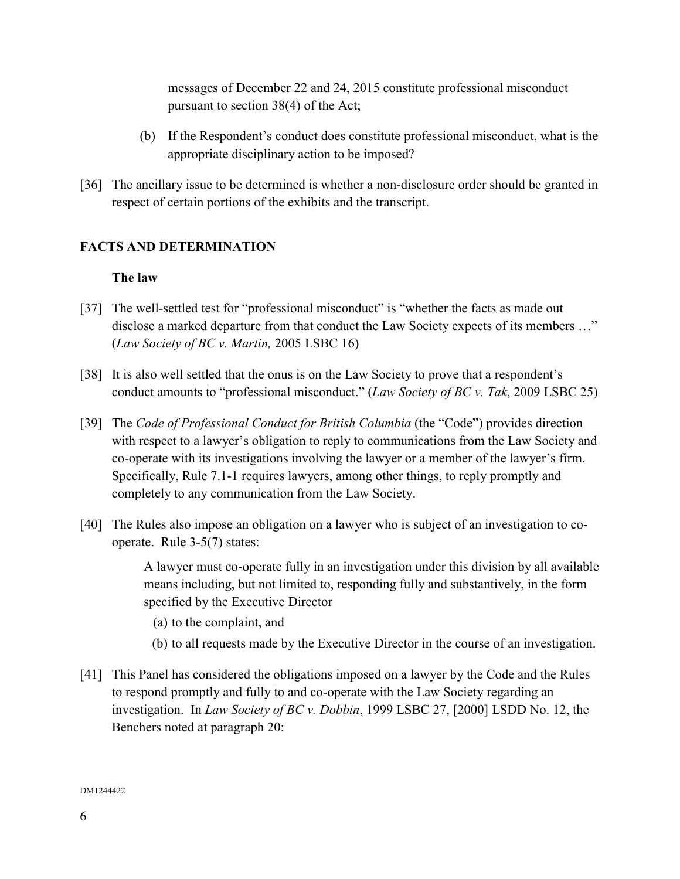messages of December 22 and 24, 2015 constitute professional misconduct pursuant to section 38(4) of the Act;

(b) If the Respondent's conduct does constitute professional misconduct, what is the appropriate disciplinary action to be imposed?

[36] The ancillary issue to be determined is whether a non-disclosure order should be granted in respect of certain portions of the exhibits and the transcript.

## FACTS AND DETERMINATION

### The law

[37] The well-settled test for "professional misconduct" is "whether the facts as made out disclose a marked departure from that conduct the Law Society expects of its members …" (*Law Society of BC v. Martin,* 2005 LSBC 16)

[38] It is also well settled that the onus is on the Law Society to prove that a respondent's conduct amounts to "professional misconduct." (*Law Society of BC v. Tak*, 2009 LSBC 25)

[39] The *Code of Professional Conduct for British Columbia* (the "Code") provides direction with respect to a lawyer's obligation to reply to communications from the Law Society and co-operate with its investigations involving the lawyer or a member of the lawyer's firm. Specifically, Rule 7.1-1 requires lawyers, among other things, to reply promptly and completely to any communication from the Law Society.

[40] The Rules also impose an obligation on a lawyer who is subject of an investigation to co-operate. Rule 3-5(7) states:

> A lawyer must co-operate fully in an investigation under this division by all available means including, but not limited to, responding fully and substantively, in the form specified by the Executive Director
>
> (a) to the complaint, and
>
> (b) to all requests made by the Executive Director in the course of an investigation.

[41] This Panel has considered the obligations imposed on a lawyer by the Code and the Rules to respond promptly and fully to and co-operate with the Law Society regarding an investigation. In *Law Society of BC v. Dobbin*, 1999 LSBC 27, [2000] LSDD No. 12, the Benchers noted at paragraph 20:

DM1244422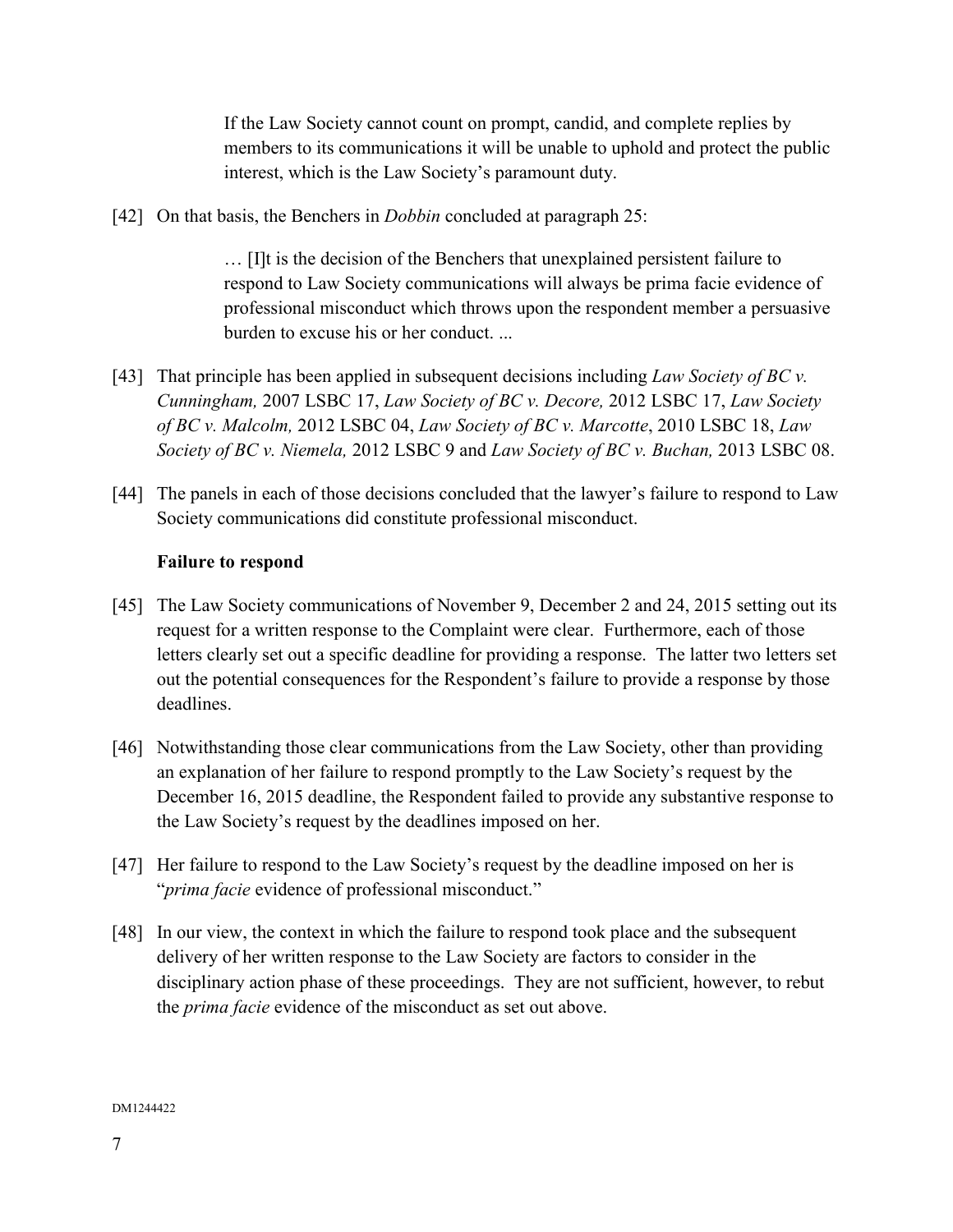> If the Law Society cannot count on prompt, candid, and complete replies by members to its communications it will be unable to uphold and protect the public interest, which is the Law Society's paramount duty.

[42] On that basis, the Benchers in *Dobbin* concluded at paragraph 25:

> … [I]t is the decision of the Benchers that unexplained persistent failure to respond to Law Society communications will always be prima facie evidence of professional misconduct which throws upon the respondent member a persuasive burden to excuse his or her conduct. ...

[43] That principle has been applied in subsequent decisions including *Law Society of BC v. Cunningham,* 2007 LSBC 17, *Law Society of BC v. Decore,* 2012 LSBC 17, *Law Society of BC v. Malcolm,* 2012 LSBC 04, *Law Society of BC v. Marcotte*, 2010 LSBC 18, *Law Society of BC v. Niemela,* 2012 LSBC 9 and *Law Society of BC v. Buchan,* 2013 LSBC 08.

[44] The panels in each of those decisions concluded that the lawyer's failure to respond to Law Society communications did constitute professional misconduct.

### Failure to respond

[45] The Law Society communications of November 9, December 2 and 24, 2015 setting out its request for a written response to the Complaint were clear. Furthermore, each of those letters clearly set out a specific deadline for providing a response. The latter two letters set out the potential consequences for the Respondent's failure to provide a response by those deadlines.

[46] Notwithstanding those clear communications from the Law Society, other than providing an explanation of her failure to respond promptly to the Law Society's request by the December 16, 2015 deadline, the Respondent failed to provide any substantive response to the Law Society's request by the deadlines imposed on her.

[47] Her failure to respond to the Law Society's request by the deadline imposed on her is "*prima facie* evidence of professional misconduct."

[48] In our view, the context in which the failure to respond took place and the subsequent delivery of her written response to the Law Society are factors to consider in the disciplinary action phase of these proceedings. They are not sufficient, however, to rebut the *prima facie* evidence of the misconduct as set out above.

DM1244422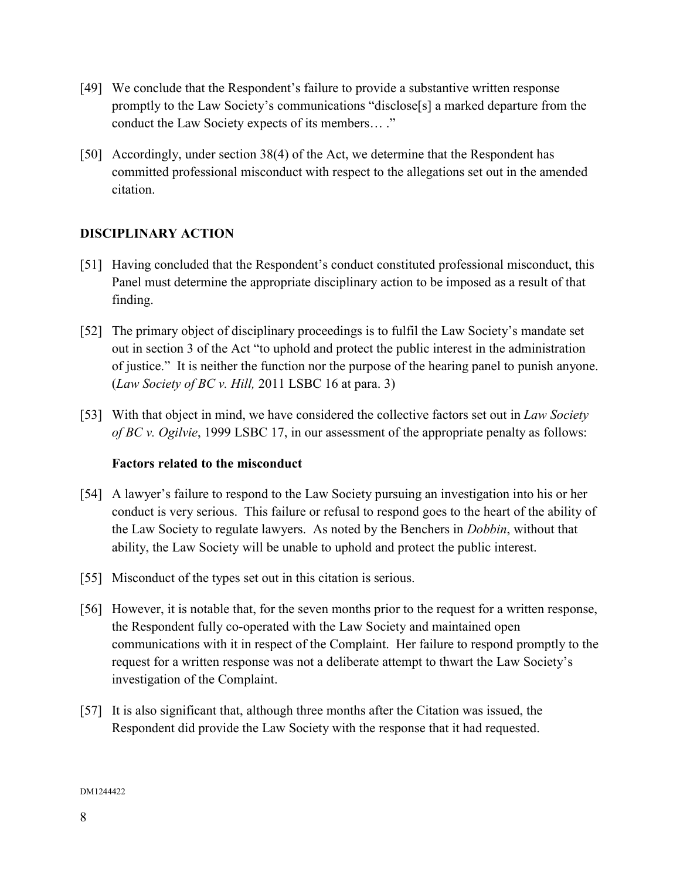[49] We conclude that the Respondent's failure to provide a substantive written response promptly to the Law Society's communications "disclose[s] a marked departure from the conduct the Law Society expects of its members… ."

[50] Accordingly, under section 38(4) of the Act, we determine that the Respondent has committed professional misconduct with respect to the allegations set out in the amended citation.

## DISCIPLINARY ACTION

[51] Having concluded that the Respondent's conduct constituted professional misconduct, this Panel must determine the appropriate disciplinary action to be imposed as a result of that finding.

[52] The primary object of disciplinary proceedings is to fulfil the Law Society's mandate set out in section 3 of the Act "to uphold and protect the public interest in the administration of justice." It is neither the function nor the purpose of the hearing panel to punish anyone. (*Law Society of BC v. Hill,* 2011 LSBC 16 at para. 3)

[53] With that object in mind, we have considered the collective factors set out in *Law Society of BC v. Ogilvie*, 1999 LSBC 17, in our assessment of the appropriate penalty as follows:

### Factors related to the misconduct

[54] A lawyer's failure to respond to the Law Society pursuing an investigation into his or her conduct is very serious. This failure or refusal to respond goes to the heart of the ability of the Law Society to regulate lawyers. As noted by the Benchers in *Dobbin*, without that ability, the Law Society will be unable to uphold and protect the public interest.

[55] Misconduct of the types set out in this citation is serious.

[56] However, it is notable that, for the seven months prior to the request for a written response, the Respondent fully co-operated with the Law Society and maintained open communications with it in respect of the Complaint. Her failure to respond promptly to the request for a written response was not a deliberate attempt to thwart the Law Society's investigation of the Complaint.

[57] It is also significant that, although three months after the Citation was issued, the Respondent did provide the Law Society with the response that it had requested.

DM1244422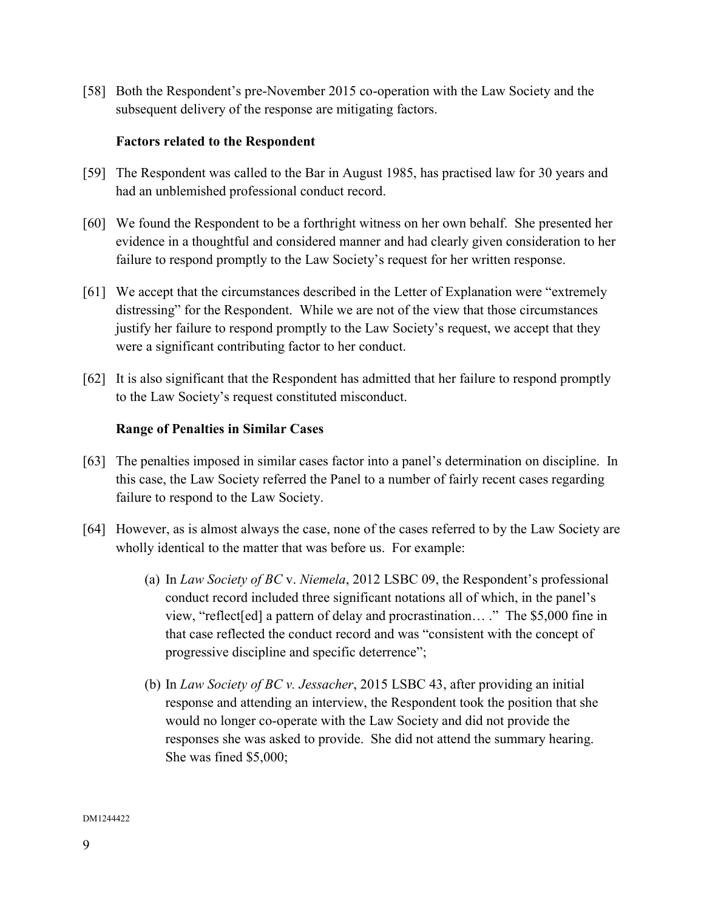[58] Both the Respondent's pre-November 2015 co-operation with the Law Society and the subsequent delivery of the response are mitigating factors.

**Factors related to the Respondent**

[59] The Respondent was called to the Bar in August 1985, has practised law for 30 years and had an unblemished professional conduct record.

[60] We found the Respondent to be a forthright witness on her own behalf. She presented her evidence in a thoughtful and considered manner and had clearly given consideration to her failure to respond promptly to the Law Society's request for her written response.

[61] We accept that the circumstances described in the Letter of Explanation were "extremely distressing" for the Respondent. While we are not of the view that those circumstances justify her failure to respond promptly to the Law Society's request, we accept that they were a significant contributing factor to her conduct.

[62] It is also significant that the Respondent has admitted that her failure to respond promptly to the Law Society's request constituted misconduct.

**Range of Penalties in Similar Cases**

[63] The penalties imposed in similar cases factor into a panel's determination on discipline. In this case, the Law Society referred the Panel to a number of fairly recent cases regarding failure to respond to the Law Society.

[64] However, as is almost always the case, none of the cases referred to by the Law Society are wholly identical to the matter that was before us. For example:

(a) In *Law Society of BC* v. *Niemela*, 2012 LSBC 09, the Respondent's professional conduct record included three significant notations all of which, in the panel's view, "reflect[ed] a pattern of delay and procrastination… ." The $5,000 fine in that case reflected the conduct record and was "consistent with the concept of progressive discipline and specific deterrence";

(b) In *Law Society of BC v. Jessacher*, 2015 LSBC 43, after providing an initial response and attending an interview, the Respondent took the position that she would no longer co-operate with the Law Society and did not provide the responses she was asked to provide. She did not attend the summary hearing. She was fined $5,000;

DM1244422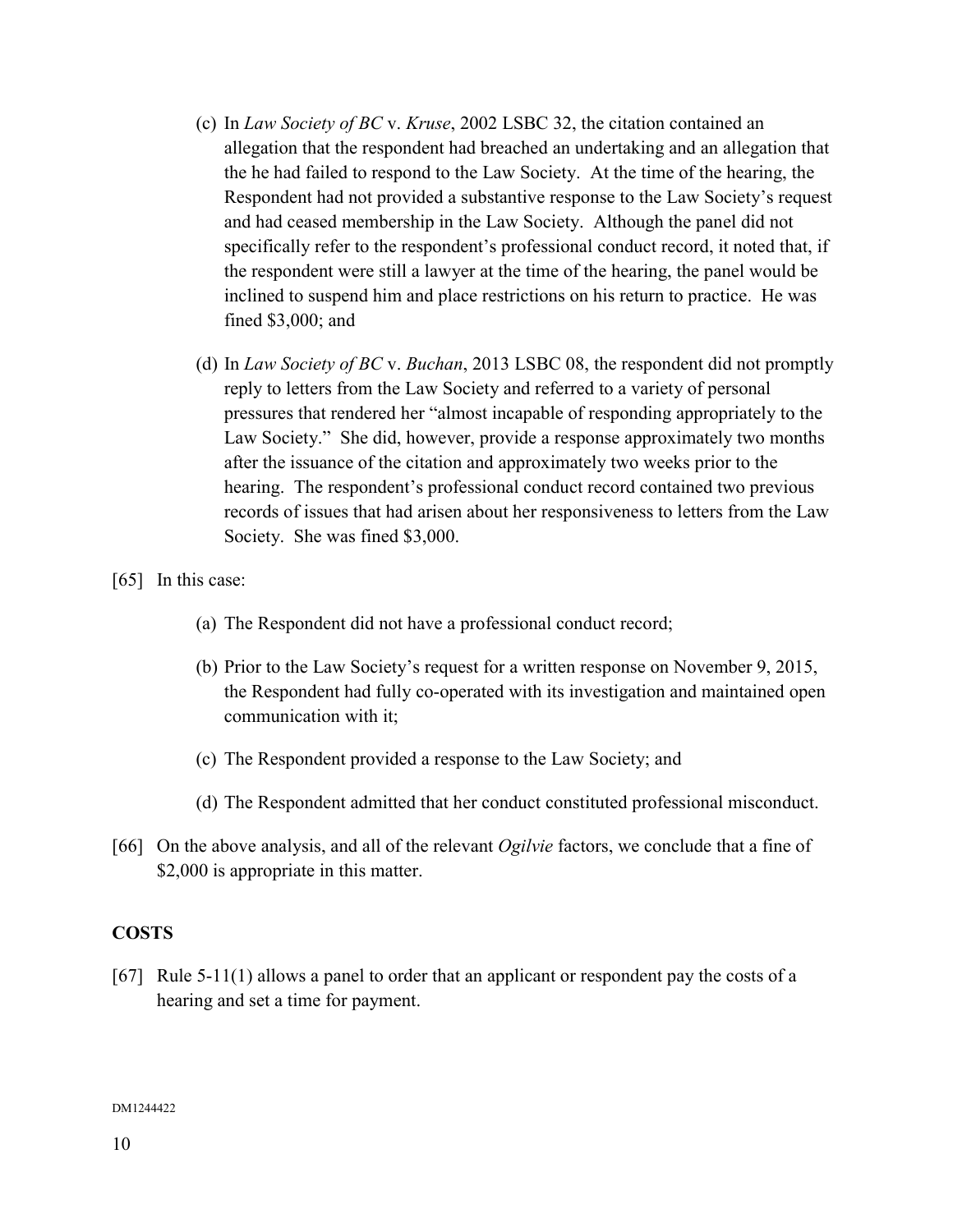(c) In *Law Society of BC* v. *Kruse*, 2002 LSBC 32, the citation contained an allegation that the respondent had breached an undertaking and an allegation that the he had failed to respond to the Law Society. At the time of the hearing, the Respondent had not provided a substantive response to the Law Society's request and had ceased membership in the Law Society. Although the panel did not specifically refer to the respondent's professional conduct record, it noted that, if the respondent were still a lawyer at the time of the hearing, the panel would be inclined to suspend him and place restrictions on his return to practice. He was fined $3,000; and

(d) In *Law Society of BC* v. *Buchan*, 2013 LSBC 08, the respondent did not promptly reply to letters from the Law Society and referred to a variety of personal pressures that rendered her "almost incapable of responding appropriately to the Law Society." She did, however, provide a response approximately two months after the issuance of the citation and approximately two weeks prior to the hearing. The respondent's professional conduct record contained two previous records of issues that had arisen about her responsiveness to letters from the Law Society. She was fined $3,000.

[65] In this case:

(a) The Respondent did not have a professional conduct record;

(b) Prior to the Law Society's request for a written response on November 9, 2015, the Respondent had fully co-operated with its investigation and maintained open communication with it;

(c) The Respondent provided a response to the Law Society; and

(d) The Respondent admitted that her conduct constituted professional misconduct.

[66] On the above analysis, and all of the relevant *Ogilvie* factors, we conclude that a fine of $2,000 is appropriate in this matter.

**COSTS**

[67] Rule 5-11(1) allows a panel to order that an applicant or respondent pay the costs of a hearing and set a time for payment.

DM1244422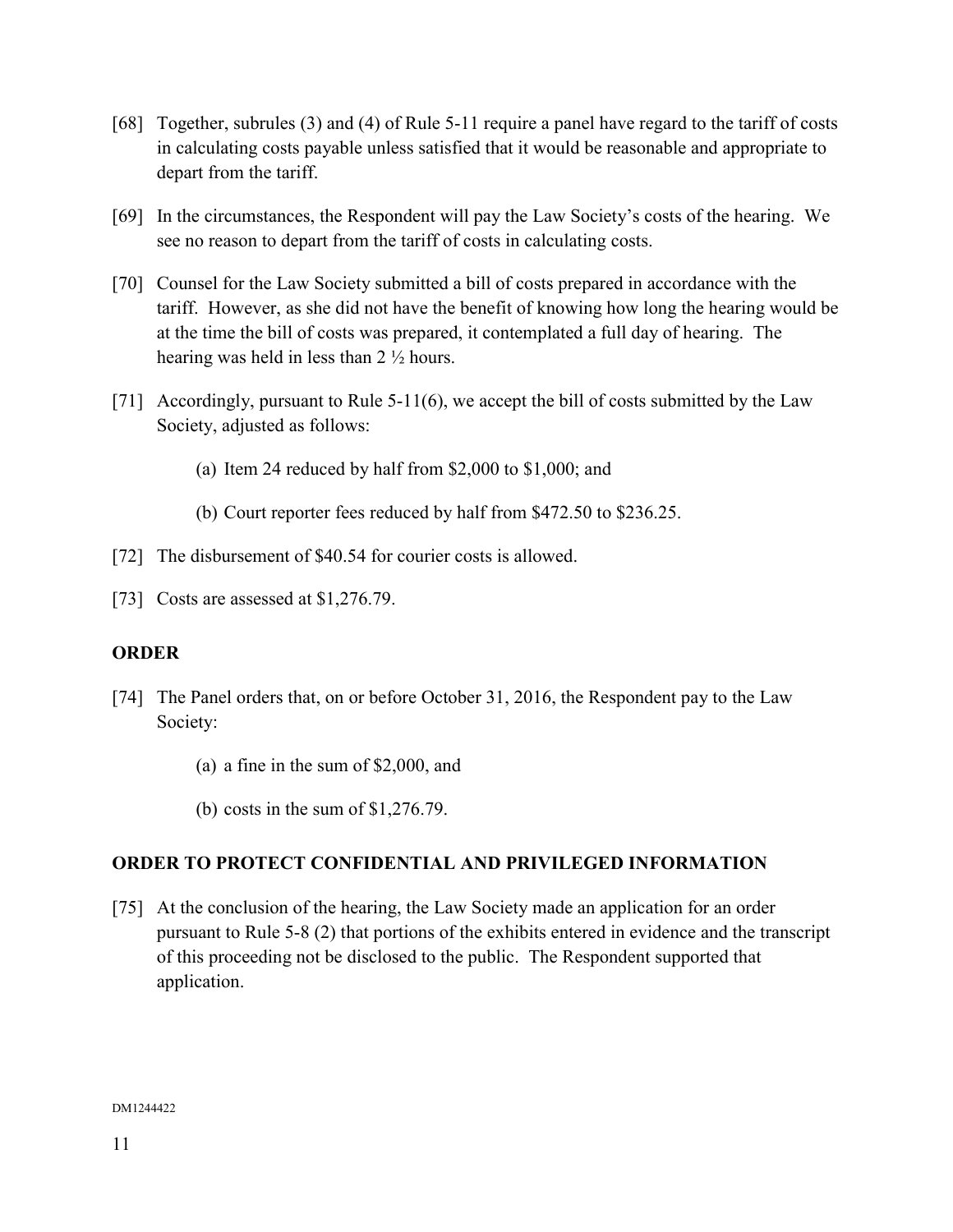[68] Together, subrules (3) and (4) of Rule 5-11 require a panel have regard to the tariff of costs in calculating costs payable unless satisfied that it would be reasonable and appropriate to depart from the tariff.

[69] In the circumstances, the Respondent will pay the Law Society's costs of the hearing. We see no reason to depart from the tariff of costs in calculating costs.

[70] Counsel for the Law Society submitted a bill of costs prepared in accordance with the tariff. However, as she did not have the benefit of knowing how long the hearing would be at the time the bill of costs was prepared, it contemplated a full day of hearing. The hearing was held in less than 2 ½ hours.

[71] Accordingly, pursuant to Rule 5-11(6), we accept the bill of costs submitted by the Law Society, adjusted as follows:

(a) Item 24 reduced by half from $2,000 to $1,000; and

(b) Court reporter fees reduced by half from $472.50 to $236.25.

[72] The disbursement of $40.54 for courier costs is allowed.

[73] Costs are assessed at $1,276.79.

## ORDER

[74] The Panel orders that, on or before October 31, 2016, the Respondent pay to the Law Society:

(a) a fine in the sum of $2,000, and

(b) costs in the sum of $1,276.79.

## ORDER TO PROTECT CONFIDENTIAL AND PRIVILEGED INFORMATION

[75] At the conclusion of the hearing, the Law Society made an application for an order pursuant to Rule 5-8 (2) that portions of the exhibits entered in evidence and the transcript of this proceeding not be disclosed to the public. The Respondent supported that application.

DM1244422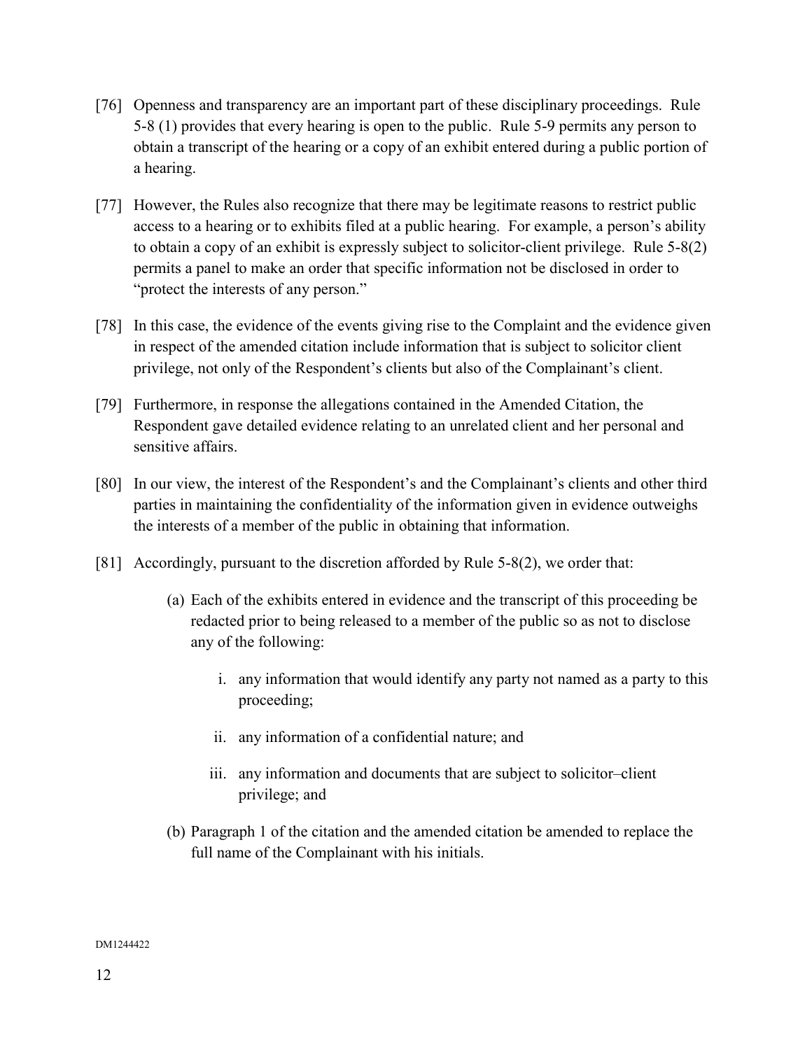[76] Openness and transparency are an important part of these disciplinary proceedings. Rule 5-8 (1) provides that every hearing is open to the public. Rule 5-9 permits any person to obtain a transcript of the hearing or a copy of an exhibit entered during a public portion of a hearing.

[77] However, the Rules also recognize that there may be legitimate reasons to restrict public access to a hearing or to exhibits filed at a public hearing. For example, a person's ability to obtain a copy of an exhibit is expressly subject to solicitor-client privilege. Rule 5-8(2) permits a panel to make an order that specific information not be disclosed in order to "protect the interests of any person."

[78] In this case, the evidence of the events giving rise to the Complaint and the evidence given in respect of the amended citation include information that is subject to solicitor client privilege, not only of the Respondent's clients but also of the Complainant's client.

[79] Furthermore, in response the allegations contained in the Amended Citation, the Respondent gave detailed evidence relating to an unrelated client and her personal and sensitive affairs.

[80] In our view, the interest of the Respondent's and the Complainant's clients and other third parties in maintaining the confidentiality of the information given in evidence outweighs the interests of a member of the public in obtaining that information.

[81] Accordingly, pursuant to the discretion afforded by Rule 5-8(2), we order that:

(a) Each of the exhibits entered in evidence and the transcript of this proceeding be redacted prior to being released to a member of the public so as not to disclose any of the following:

i. any information that would identify any party not named as a party to this proceeding;

ii. any information of a confidential nature; and

iii. any information and documents that are subject to solicitor–client privilege; and

(b) Paragraph 1 of the citation and the amended citation be amended to replace the full name of the Complainant with his initials.

DM1244422